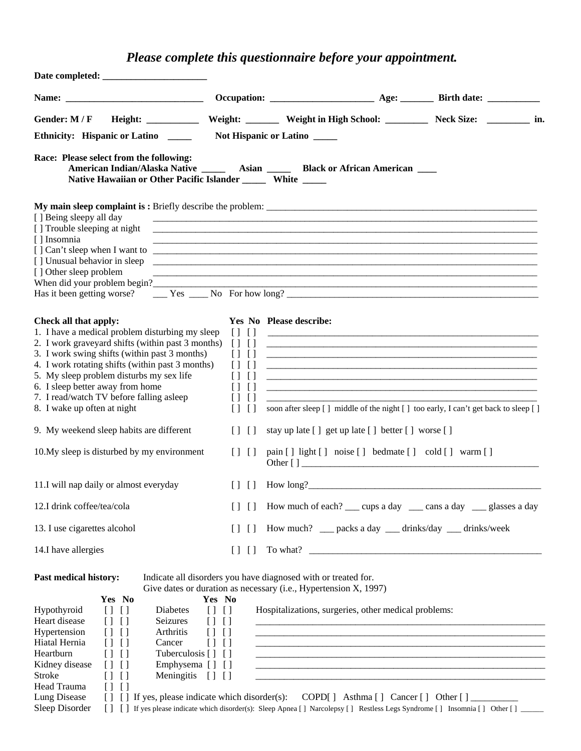***Please complete this questionnaire before your appointment.***

**Date completed:** ______________________

**Name:** _____________________________ **Occupation:** ______________________ **Age:** _______ **Birth date:** ___________

**Gender: M / F** **Height:** ___________ **Weight:** _______ **Weight in High School:** _________ **Neck Size:** _________ **in.**

**Ethnicity: Hispanic or Latino** _____ **Not Hispanic or Latino** _____

**Race: Please select from the following:**
**American Indian/Alaska Native** _____ **Asian** _____ **Black or African American** ____
**Native Hawaiian or Other Pacific Islander** _____ **White** _____

**My main sleep complaint is :** Briefly describe the problem: ____________________________________________________________

[ ] Being sleepy all day ________________________________________________________________________________
[ ] Trouble sleeping at night ________________________________________________________________________________
[ ] Insomnia ________________________________________________________________________________
[ ] Can't sleep when I want to ________________________________________________________________________________
[ ] Unusual behavior in sleep ________________________________________________________________________________
[ ] Other sleep problem ________________________________________________________________________________
When did your problem begin?________________________________________________________________________________
Has it been getting worse? ___ Yes ____ No For how long? ______________________________________________________

| Check all that apply: | Yes | No | Please describe: |
|---|---|---|---|
| 1. I have a medical problem disturbing my sleep | [ ] | [ ] | ____________________________________________ |
| 2. I work graveyard shifts (within past 3 months) | [ ] | [ ] | ____________________________________________ |
| 3. I work swing shifts (within past 3 months) | [ ] | [ ] | ____________________________________________ |
| 4. I work rotating shifts (within past 3 months) | [ ] | [ ] | ____________________________________________ |
| 5. My sleep problem disturbs my sex life | [ ] | [ ] | ____________________________________________ |
| 6. I sleep better away from home | [ ] | [ ] | ____________________________________________ |
| 7. I read/watch TV before falling asleep | [ ] | [ ] | ____________________________________________ |
| 8. I wake up often at night | [ ] | [ ] | soon after sleep [ ] middle of the night [ ] too early, I can't get back to sleep [ ] |
| 9. My weekend sleep habits are different | [ ] | [ ] | stay up late [ ] get up late [ ] better [ ] worse [ ] |
| 10.My sleep is disturbed by my environment | [ ] | [ ] | pain [ ] light [ ] noise [ ] bedmate [ ] cold [ ] warm [ ] Other [ ] ______________________________ |
| 11.I will nap daily or almost everyday | [ ] | [ ] | How long?______________________________________ |
| 12.I drink coffee/tea/cola | [ ] | [ ] | How much of each? ___ cups a day ___ cans a day ___ glasses a day |
| 13. I use cigarettes alcohol | [ ] | [ ] | How much? ___ packs a day ___ drinks/day ___ drinks/week |
| 14.I have allergies | [ ] | [ ] | To what? ______________________________________ |

**Past medical history:** Indicate all disorders you have diagnosed with or treated for.
Give dates or duration as necessary (i.e., Hypertension X, 1997)

| | Yes | No | | Yes | No |
|---|---|---|---|---|---|
| Hypothyroid | [ ] | [ ] | Diabetes | [ ] | [ ] |
| Heart disease | [ ] | [ ] | Seizures | [ ] | [ ] |
| Hypertension | [ ] | [ ] | Arthritis | [ ] | [ ] |
| Hiatal Hernia | [ ] | [ ] | Cancer | [ ] | [ ] |
| Heartburn | [ ] | [ ] | Tuberculosis | [ ] | [ ] |
| Kidney disease | [ ] | [ ] | Emphysema | [ ] | [ ] |
| Stroke | [ ] | [ ] | Meningitis | [ ] | [ ] |
| Head Trauma | [ ] | [ ] | | | |

Hospitalizations, surgeries, other medical problems:
______________________________________________________________
______________________________________________________________
______________________________________________________________
______________________________________________________________
______________________________________________________________
______________________________________________________________

Lung Disease [ ] [ ] If yes, please indicate which disorder(s): COPD[ ] Asthma [ ] Cancer [ ] Other [ ] __________
Sleep Disorder [ ] [ ] If yes please indicate which disorder(s): Sleep Apnea [ ] Narcolepsy [ ] Restless Legs Syndrome [ ] Insomnia [ ] Other [ ] ______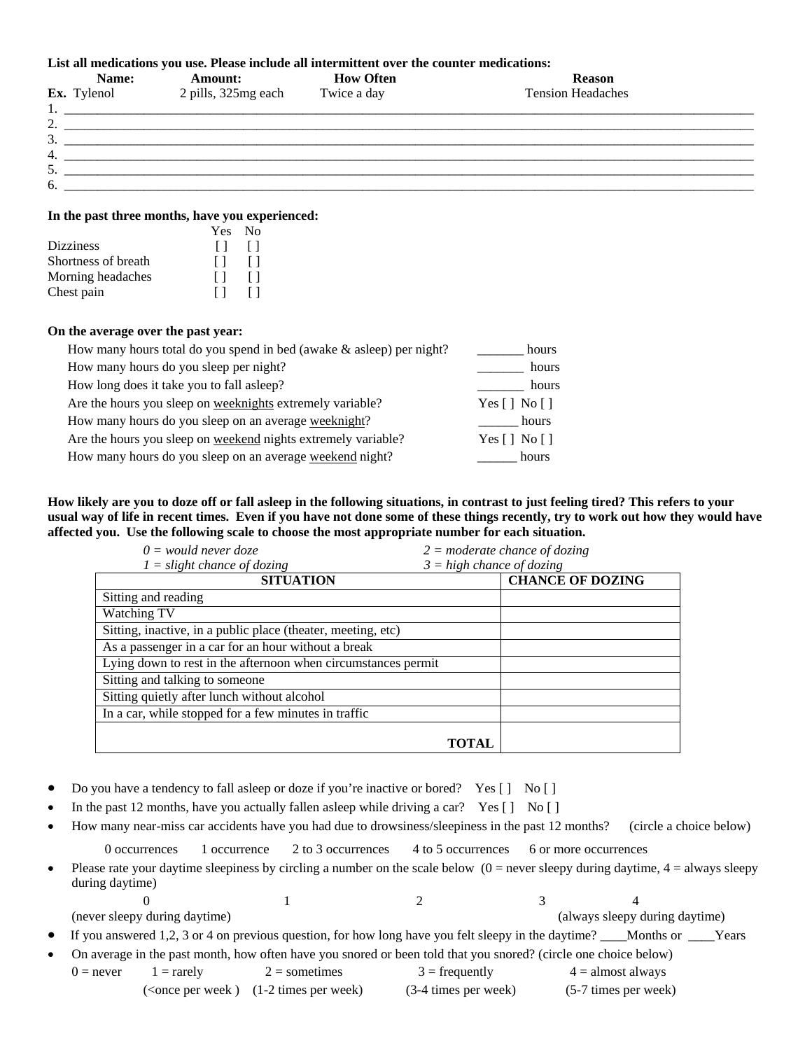**List all medications you use. Please include all intermittent over the counter medications:**

| Name: | Amount: | How Often | Reason |
|---|---|---|---|
| **Ex.** Tylenol | 2 pills, 325mg each | Twice a day | Tension Headaches |

1. ______________________________________________________________________________________________
2. ______________________________________________________________________________________________
3. ______________________________________________________________________________________________
4. ______________________________________________________________________________________________
5. ______________________________________________________________________________________________
6. ______________________________________________________________________________________________

**In the past three months, have you experienced:**

| | Yes | No |
|---|---|---|
| Dizziness | [ ] | [ ] |
| Shortness of breath | [ ] | [ ] |
| Morning headaches | [ ] | [ ] |
| Chest pain | [ ] | [ ] |

**On the average over the past year:**

How many hours total do you spend in bed (awake & asleep) per night? _______ hours

How many hours do you sleep per night? _______ hours

How long does it take you to fall asleep? _______ hours

Are the hours you sleep on weeknights extremely variable? Yes [ ] No [ ]

How many hours do you sleep on an average weeknight? ______ hours

Are the hours you sleep on weekend nights extremely variable? Yes [ ] No [ ]

How many hours do you sleep on an average weekend night? ______ hours

**How likely are you to doze off or fall asleep in the following situations, in contrast to just feeling tired? This refers to your usual way of life in recent times. Even if you have not done some of these things recently, try to work out how they would have affected you. Use the following scale to choose the most appropriate number for each situation.**

*0 = would never doze* *2 = moderate chance of dozing*
*1 = slight chance of dozing* *3 = high chance of dozing*

| SITUATION | CHANCE OF DOZING |
|---|---|
| Sitting and reading | |
| Watching TV | |
| Sitting, inactive, in a public place (theater, meeting, etc) | |
| As a passenger in a car for an hour without a break | |
| Lying down to rest in the afternoon when circumstances permit | |
| Sitting and talking to someone | |
| Sitting quietly after lunch without alcohol | |
| In a car, while stopped for a few minutes in traffic | |
| **TOTAL** | |

- Do you have a tendency to fall asleep or doze if you're inactive or bored? Yes [ ] No [ ]
- In the past 12 months, have you actually fallen asleep while driving a car? Yes [ ] No [ ]
- How many near-miss car accidents have you had due to drowsiness/sleepiness in the past 12 months? (circle a choice below)

  0 occurrences 1 occurrence 2 to 3 occurrences 4 to 5 occurrences 6 or more occurrences

- Please rate your daytime sleepiness by circling a number on the scale below (0 = never sleepy during daytime, 4 = always sleepy during daytime)

  0 1 2 3 4
  (never sleepy during daytime) (always sleepy during daytime)

- If you answered 1,2, 3 or 4 on previous question, for how long have you felt sleepy in the daytime? ____Months or ____Years
- On average in the past month, how often have you snored or been told that you snored? (circle one choice below)

  0 = never 1 = rarely (<once per week ) 2 = sometimes (1-2 times per week) 3 = frequently (3-4 times per week) 4 = almost always (5-7 times per week)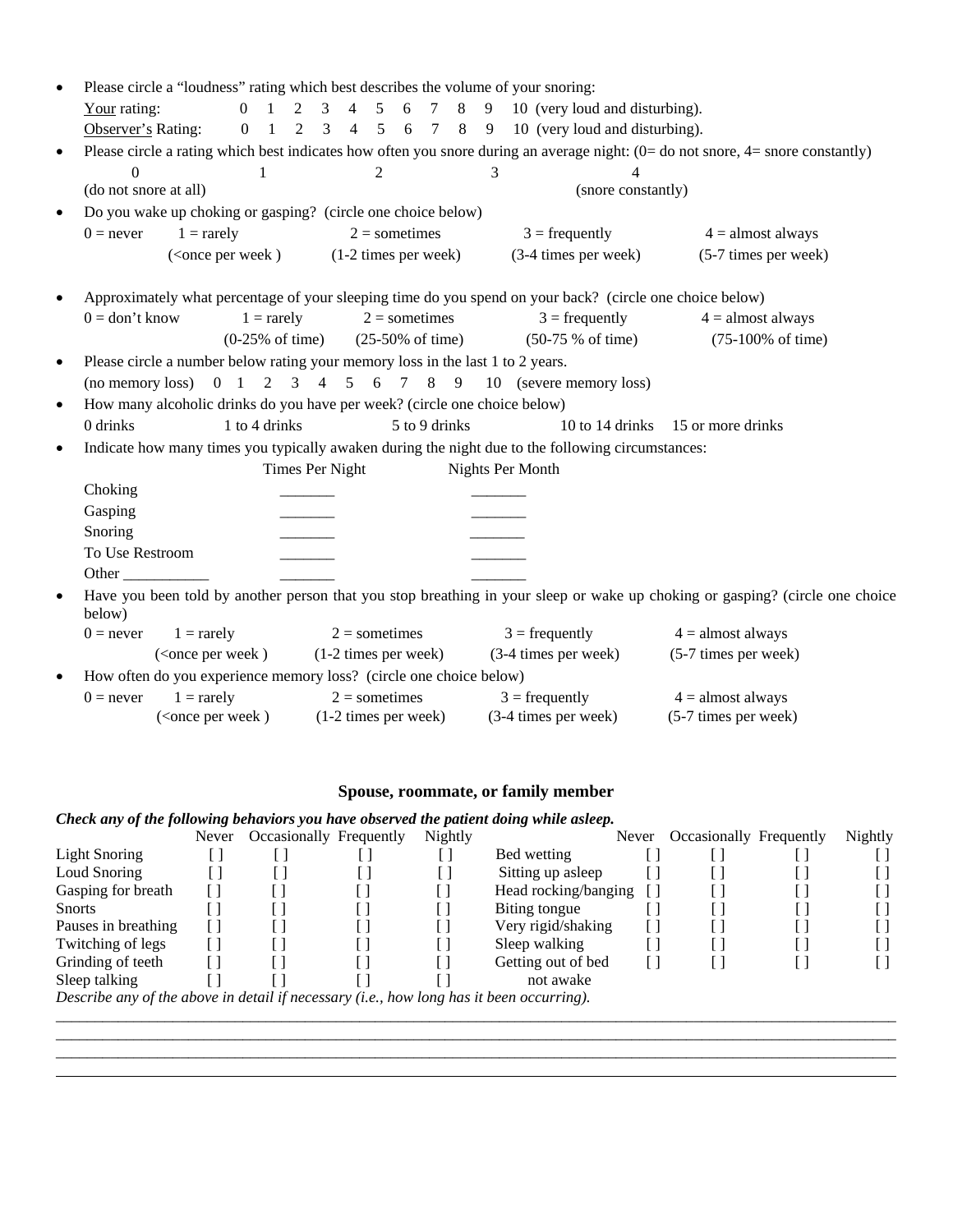- Please circle a "loudness" rating which best describes the volume of your snoring:

  Your rating: 0 1 2 3 4 5 6 7 8 9 10 (very loud and disturbing).

  Observer's Rating: 0 1 2 3 4 5 6 7 8 9 10 (very loud and disturbing).

- Please circle a rating which best indicates how often you snore during an average night: (0= do not snore, 4= snore constantly)

  0 (do not snore at all) 1 2 3 4 (snore constantly)

- Do you wake up choking or gasping? (circle one choice below)

  0 = never 1 = rarely (<once per week ) 2 = sometimes (1-2 times per week) 3 = frequently (3-4 times per week) 4 = almost always (5-7 times per week)

- Approximately what percentage of your sleeping time do you spend on your back? (circle one choice below)

  0 = don't know 1 = rarely (0-25% of time) 2 = sometimes (25-50% of time) 3 = frequently (50-75 % of time) 4 = almost always (75-100% of time)

- Please circle a number below rating your memory loss in the last 1 to 2 years.

  (no memory loss) 0 1 2 3 4 5 6 7 8 9 10 (severe memory loss)

- How many alcoholic drinks do you have per week? (circle one choice below)

  0 drinks 1 to 4 drinks 5 to 9 drinks 10 to 14 drinks 15 or more drinks

- Indicate how many times you typically awaken during the night due to the following circumstances:

| | Times Per Night | Nights Per Month |
|---|---|---|
| Choking | _______ | _______ |
| Gasping | _______ | _______ |
| Snoring | _______ | _______ |
| To Use Restroom | _______ | _______ |
| Other ___________ | _______ | _______ |

- Have you been told by another person that you stop breathing in your sleep or wake up choking or gasping? (circle one choice below)

  0 = never 1 = rarely (<once per week ) 2 = sometimes (1-2 times per week) 3 = frequently (3-4 times per week) 4 = almost always (5-7 times per week)

- How often do you experience memory loss? (circle one choice below)

  0 = never 1 = rarely (<once per week ) 2 = sometimes (1-2 times per week) 3 = frequently (3-4 times per week) 4 = almost always (5-7 times per week)

## Spouse, roommate, or family member

***Check any of the following behaviors you have observed the patient doing while asleep.***

| | Never | Occasionally | Frequently | Nightly | | Never | Occasionally | Frequently | Nightly |
|---|---|---|---|---|---|---|---|---|---|
| Light Snoring | [ ] | [ ] | [ ] | [ ] | Bed wetting | [ ] | [ ] | [ ] | [ ] |
| Loud Snoring | [ ] | [ ] | [ ] | [ ] | Sitting up asleep | [ ] | [ ] | [ ] | [ ] |
| Gasping for breath | [ ] | [ ] | [ ] | [ ] | Head rocking/banging | [ ] | [ ] | [ ] | [ ] |
| Snorts | [ ] | [ ] | [ ] | [ ] | Biting tongue | [ ] | [ ] | [ ] | [ ] |
| Pauses in breathing | [ ] | [ ] | [ ] | [ ] | Very rigid/shaking | [ ] | [ ] | [ ] | [ ] |
| Twitching of legs | [ ] | [ ] | [ ] | [ ] | Sleep walking | [ ] | [ ] | [ ] | [ ] |
| Grinding of teeth | [ ] | [ ] | [ ] | [ ] | Getting out of bed not awake | [ ] | [ ] | [ ] | [ ] |
| Sleep talking | [ ] | [ ] | [ ] | [ ] | | | | | |

*Describe any of the above in detail if necessary (i.e., how long has it been occurring).*

_______________________________________________________________________________

_______________________________________________________________________________

_______________________________________________________________________________

_______________________________________________________________________________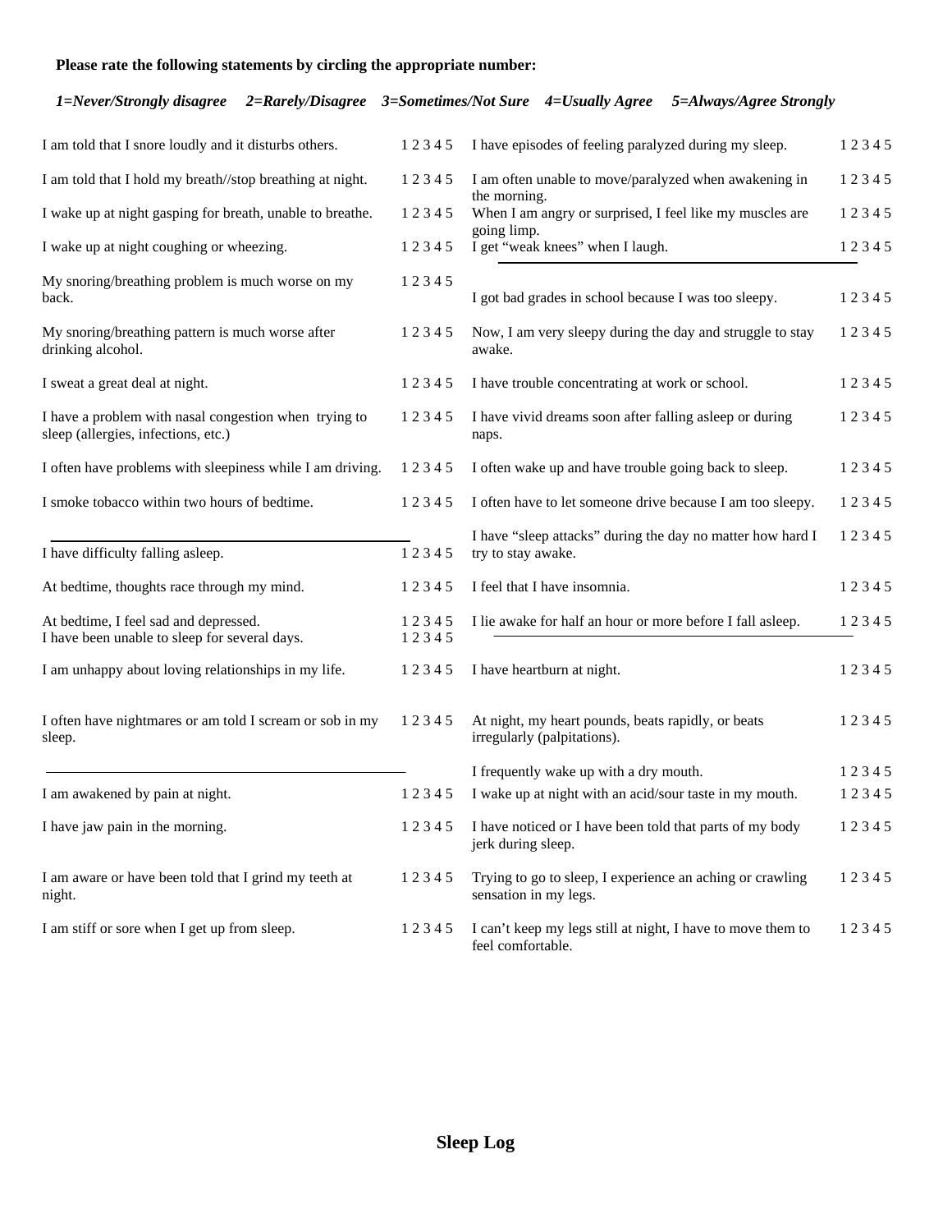**Please rate the following statements by circling the appropriate number:**

***1=Never/Strongly disagree 2=Rarely/Disagree 3=Sometimes/Not Sure 4=Usually Agree 5=Always/Agree Strongly***

| Statement | Rating |
|---|---|
| I am told that I snore loudly and it disturbs others. | 1 2 3 4 5 |
| I am told that I hold my breath//stop breathing at night. | 1 2 3 4 5 |
| I wake up at night gasping for breath, unable to breathe. | 1 2 3 4 5 |
| I wake up at night coughing or wheezing. | 1 2 3 4 5 |
| My snoring/breathing problem is much worse on my back. | 1 2 3 4 5 |
| My snoring/breathing pattern is much worse after drinking alcohol. | 1 2 3 4 5 |
| I sweat a great deal at night. | 1 2 3 4 5 |
| I have a problem with nasal congestion when trying to sleep (allergies, infections, etc.) | 1 2 3 4 5 |
| I often have problems with sleepiness while I am driving. | 1 2 3 4 5 |
| I smoke tobacco within two hours of bedtime. | 1 2 3 4 5 |

| Statement | Rating |
|---|---|
| I have difficulty falling asleep. | 1 2 3 4 5 |
| At bedtime, thoughts race through my mind. | 1 2 3 4 5 |
| At bedtime, I feel sad and depressed. | 1 2 3 4 5 |
| I have been unable to sleep for several days. | 1 2 3 4 5 |
| I am unhappy about loving relationships in my life. | 1 2 3 4 5 |
| I often have nightmares or am told I scream or sob in my sleep. | 1 2 3 4 5 |

| Statement | Rating |
|---|---|
| I am awakened by pain at night. | 1 2 3 4 5 |
| I have jaw pain in the morning. | 1 2 3 4 5 |
| I am aware or have been told that I grind my teeth at night. | 1 2 3 4 5 |
| I am stiff or sore when I get up from sleep. | 1 2 3 4 5 |

| Statement | Rating |
|---|---|
| I have episodes of feeling paralyzed during my sleep. | 1 2 3 4 5 |
| I am often unable to move/paralyzed when awakening in the morning. | 1 2 3 4 5 |
| When I am angry or surprised, I feel like my muscles are going limp. | 1 2 3 4 5 |
| I get "weak knees" when I laugh. | 1 2 3 4 5 |

| Statement | Rating |
|---|---|
| I got bad grades in school because I was too sleepy. | 1 2 3 4 5 |
| Now, I am very sleepy during the day and struggle to stay awake. | 1 2 3 4 5 |
| I have trouble concentrating at work or school. | 1 2 3 4 5 |
| I have vivid dreams soon after falling asleep or during naps. | 1 2 3 4 5 |
| I often wake up and have trouble going back to sleep. | 1 2 3 4 5 |
| I often have to let someone drive because I am too sleepy. | 1 2 3 4 5 |
| I have "sleep attacks" during the day no matter how hard I try to stay awake. | 1 2 3 4 5 |
| I feel that I have insomnia. | 1 2 3 4 5 |
| I lie awake for half an hour or more before I fall asleep. | 1 2 3 4 5 |

| Statement | Rating |
|---|---|
| I have heartburn at night. | 1 2 3 4 5 |
| At night, my heart pounds, beats rapidly, or beats irregularly (palpitations). | 1 2 3 4 5 |
| I frequently wake up with a dry mouth. | 1 2 3 4 5 |
| I wake up at night with an acid/sour taste in my mouth. | 1 2 3 4 5 |
| I have noticed or I have been told that parts of my body jerk during sleep. | 1 2 3 4 5 |
| Trying to go to sleep, I experience an aching or crawling sensation in my legs. | 1 2 3 4 5 |
| I can't keep my legs still at night, I have to move them to feel comfortable. | 1 2 3 4 5 |

## Sleep Log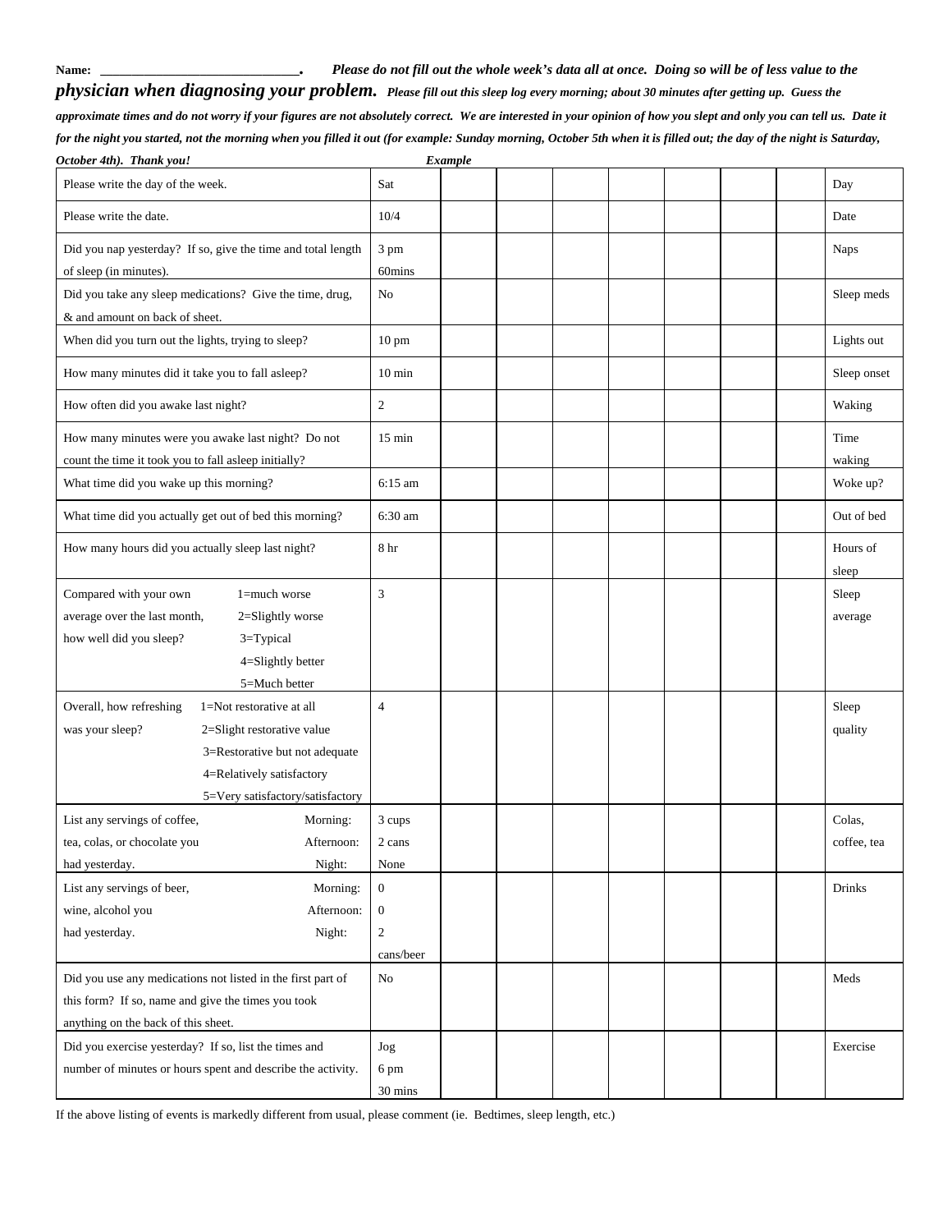**Name: _____________________________.** ***Please do not fill out the whole week's data all at once. Doing so will be of less value to the physician when diagnosing your problem.*** ***Please fill out this sleep log every morning; about 30 minutes after getting up. Guess the approximate times and do not worry if your figures are not absolutely correct. We are interested in your opinion of how you slept and only you can tell us. Date it for the night you started, not the morning when you filled it out (for example: Sunday morning, October 5th when it is filled out; the day of the night is Saturday, October 4th). Thank you!***

| | ***Example*** | | | | | | | | |
|---|---|---|---|---|---|---|---|---|---|
| Please write the day of the week. | Sat | | | | | | | | Day |
| Please write the date. | 10/4 | | | | | | | | Date |
| Did you nap yesterday? If so, give the time and total length of sleep (in minutes). | 3 pm 60mins | | | | | | | | Naps |
| Did you take any sleep medications? Give the time, drug, & and amount on back of sheet. | No | | | | | | | | Sleep meds |
| When did you turn out the lights, trying to sleep? | 10 pm | | | | | | | | Lights out |
| How many minutes did it take you to fall asleep? | 10 min | | | | | | | | Sleep onset |
| How often did you awake last night? | 2 | | | | | | | | Waking |
| How many minutes were you awake last night? Do not count the time it took you to fall asleep initially? | 15 min | | | | | | | | Time waking |
| What time did you wake up this morning? | 6:15 am | | | | | | | | Woke up? |
| What time did you actually get out of bed this morning? | 6:30 am | | | | | | | | Out of bed |
| How many hours did you actually sleep last night? | 8 hr | | | | | | | | Hours of sleep |
| Compared with your own average over the last month, how well did you sleep? 1=much worse 2=Slightly worse 3=Typical 4=Slightly better 5=Much better | 3 | | | | | | | | Sleep average |
| Overall, how refreshing was your sleep? 1=Not restorative at all 2=Slight restorative value 3=Restorative but not adequate 4=Relatively satisfactory 5=Very satisfactory/satisfactory | 4 | | | | | | | | Sleep quality |
| List any servings of coffee, tea, colas, or chocolate you had yesterday. Morning: Afternoon: Night: | 3 cups 2 cans None | | | | | | | | Colas, coffee, tea |
| List any servings of beer, wine, alcohol you had yesterday. Morning: Afternoon: Night: | 0 0 2 cans/beer | | | | | | | | Drinks |
| Did you use any medications not listed in the first part of this form? If so, name and give the times you took anything on the back of this sheet. | No | | | | | | | | Meds |
| Did you exercise yesterday? If so, list the times and number of minutes or hours spent and describe the activity. | Jog 6 pm 30 mins | | | | | | | | Exercise |

If the above listing of events is markedly different from usual, please comment (ie. Bedtimes, sleep length, etc.)